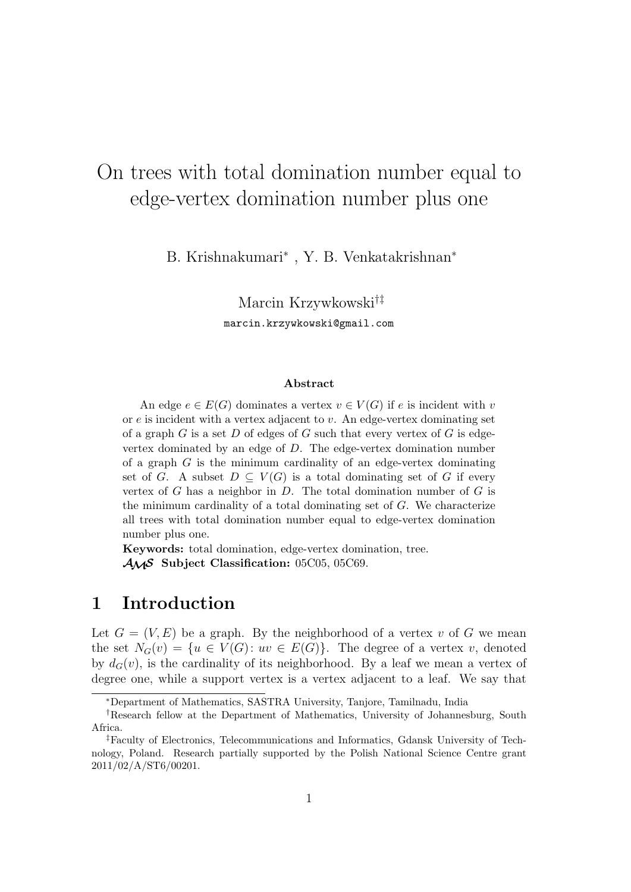# On trees with total domination number equal to edge-vertex domination number plus one

B. Krishnakumari[*], Y. B. Venkatakrishnan[*]

Marcin Krzywkowski[†‡]

marcin.krzywkowski@gmail.com

### Abstract

An edge $e \in E(G)$ dominates a vertex $v \in V(G)$ if $e$ is incident with $v$ or $e$ is incident with a vertex adjacent to $v$. An edge-vertex dominating set of a graph $G$ is a set $D$ of edges of $G$ such that every vertex of $G$ is edge-vertex dominated by an edge of $D$. The edge-vertex domination number of a graph $G$ is the minimum cardinality of an edge-vertex dominating set of $G$. A subset $D \subseteq V(G)$ is a total dominating set of $G$ if every vertex of $G$ has a neighbor in $D$. The total domination number of $G$ is the minimum cardinality of a total dominating set of $G$. We characterize all trees with total domination number equal to edge-vertex domination number plus one.

**Keywords:** total domination, edge-vertex domination, tree.

**AMS Subject Classification:** 05C05, 05C69.

## 1 Introduction

Let $G = (V, E)$ be a graph. By the neighborhood of a vertex $v$ of $G$ we mean the set $N_G(v) = \{u \in V(G) : uv \in E(G)\}$. The degree of a vertex $v$, denoted by $d_G(v)$, is the cardinality of its neighborhood. By a leaf we mean a vertex of degree one, while a support vertex is a vertex adjacent to a leaf. We say that

---

[*] Department of Mathematics, SASTRA University, Tanjore, Tamilnadu, India

[†] Research fellow at the Department of Mathematics, University of Johannesburg, South Africa.

[‡] Faculty of Electronics, Telecommunications and Informatics, Gdansk University of Technology, Poland. Research partially supported by the Polish National Science Centre grant 2011/02/A/ST6/00201.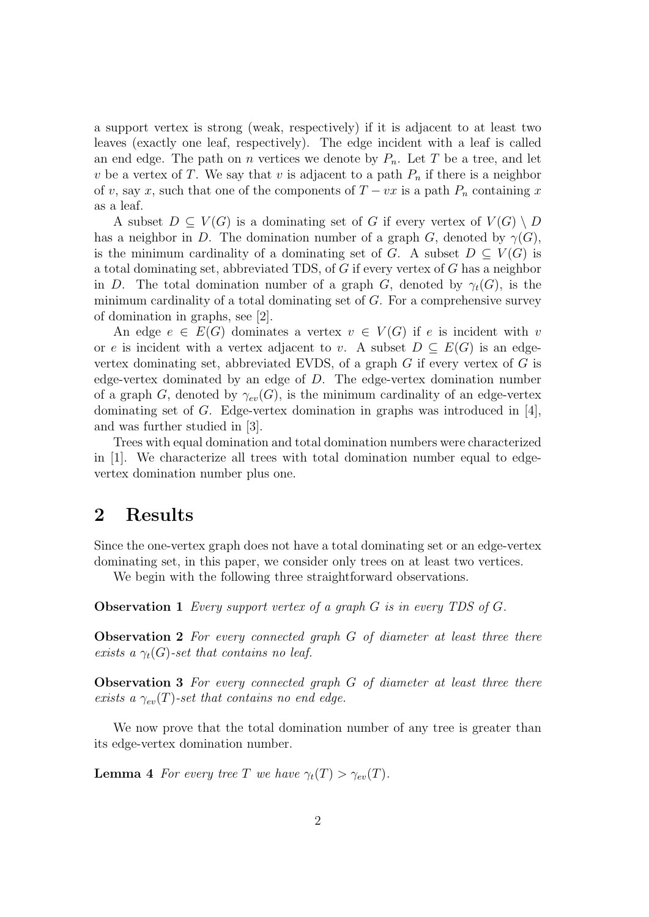a support vertex is strong (weak, respectively) if it is adjacent to at least two leaves (exactly one leaf, respectively). The edge incident with a leaf is called an end edge. The path on $n$ vertices we denote by $P_n$. Let $T$ be a tree, and let $v$ be a vertex of $T$. We say that $v$ is adjacent to a path $P_n$ if there is a neighbor of $v$, say $x$, such that one of the components of $T - vx$ is a path $P_n$ containing $x$ as a leaf.

A subset $D \subseteq V(G)$ is a dominating set of $G$ if every vertex of $V(G) \setminus D$ has a neighbor in $D$. The domination number of a graph $G$, denoted by $\gamma(G)$, is the minimum cardinality of a dominating set of $G$. A subset $D \subseteq V(G)$ is a total dominating set, abbreviated TDS, of $G$ if every vertex of $G$ has a neighbor in $D$. The total domination number of a graph $G$, denoted by $\gamma_t(G)$, is the minimum cardinality of a total dominating set of $G$. For a comprehensive survey of domination in graphs, see [2].

An edge $e \in E(G)$ dominates a vertex $v \in V(G)$ if $e$ is incident with $v$ or $e$ is incident with a vertex adjacent to $v$. A subset $D \subseteq E(G)$ is an edge-vertex dominating set, abbreviated EVDS, of a graph $G$ if every vertex of $G$ is edge-vertex dominated by an edge of $D$. The edge-vertex domination number of a graph $G$, denoted by $\gamma_{ev}(G)$, is the minimum cardinality of an edge-vertex dominating set of $G$. Edge-vertex domination in graphs was introduced in [4], and was further studied in [3].

Trees with equal domination and total domination numbers were characterized in [1]. We characterize all trees with total domination number equal to edge-vertex domination number plus one.

## 2 Results

Since the one-vertex graph does not have a total dominating set or an edge-vertex dominating set, in this paper, we consider only trees on at least two vertices.

We begin with the following three straightforward observations.

**Observation 1** *Every support vertex of a graph $G$ is in every TDS of $G$.*

**Observation 2** *For every connected graph $G$ of diameter at least three there exists a $\gamma_t(G)$-set that contains no leaf.*

**Observation 3** *For every connected graph $G$ of diameter at least three there exists a $\gamma_{ev}(T)$-set that contains no end edge.*

We now prove that the total domination number of any tree is greater than its edge-vertex domination number.

**Lemma 4** *For every tree $T$ we have $\gamma_t(T) > \gamma_{ev}(T)$.*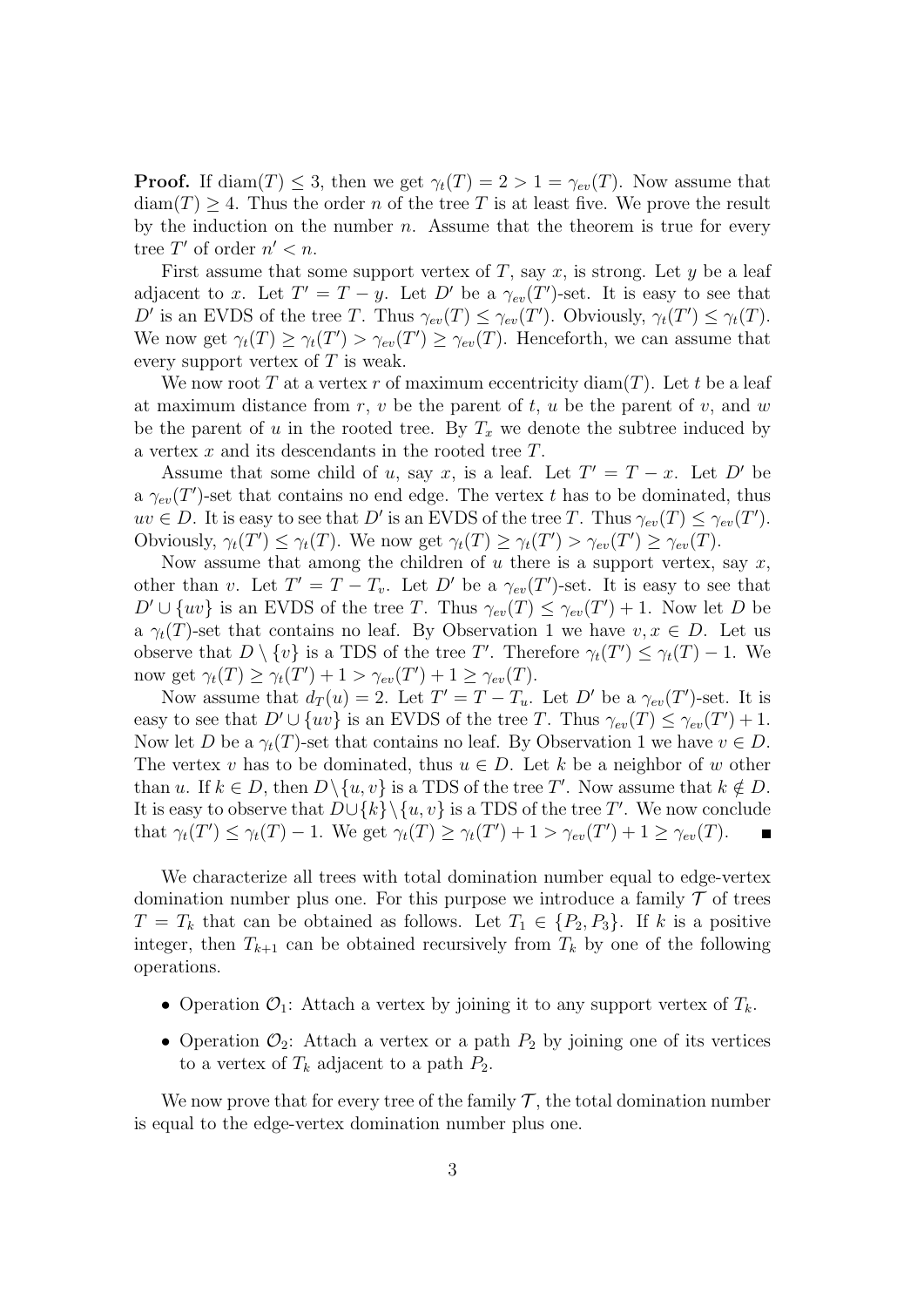**Proof.** If $\mathrm{diam}(T) \leq 3$, then we get $\gamma_t(T) = 2 > 1 = \gamma_{ev}(T)$. Now assume that $\mathrm{diam}(T) \geq 4$. Thus the order $n$ of the tree $T$ is at least five. We prove the result by the induction on the number $n$. Assume that the theorem is true for every tree $T'$ of order $n' < n$.

First assume that some support vertex of $T$, say $x$, is strong. Let $y$ be a leaf adjacent to $x$. Let $T' = T - y$. Let $D'$ be a $\gamma_{ev}(T')$-set. It is easy to see that $D'$ is an EVDS of the tree $T$. Thus $\gamma_{ev}(T) \leq \gamma_{ev}(T')$. Obviously, $\gamma_t(T') \leq \gamma_t(T)$. We now get $\gamma_t(T) \geq \gamma_t(T') > \gamma_{ev}(T') \geq \gamma_{ev}(T)$. Henceforth, we can assume that every support vertex of $T$ is weak.

We now root $T$ at a vertex $r$ of maximum eccentricity $\mathrm{diam}(T)$. Let $t$ be a leaf at maximum distance from $r$, $v$ be the parent of $t$, $u$ be the parent of $v$, and $w$ be the parent of $u$ in the rooted tree. By $T_x$ we denote the subtree induced by a vertex $x$ and its descendants in the rooted tree $T$.

Assume that some child of $u$, say $x$, is a leaf. Let $T' = T - x$. Let $D'$ be a $\gamma_{ev}(T')$-set that contains no end edge. The vertex $t$ has to be dominated, thus $uv \in D$. It is easy to see that $D'$ is an EVDS of the tree $T$. Thus $\gamma_{ev}(T) \leq \gamma_{ev}(T')$. Obviously, $\gamma_t(T') \leq \gamma_t(T)$. We now get $\gamma_t(T) \geq \gamma_t(T') > \gamma_{ev}(T') \geq \gamma_{ev}(T)$.

Now assume that among the children of $u$ there is a support vertex, say $x$, other than $v$. Let $T' = T - T_v$. Let $D'$ be a $\gamma_{ev}(T')$-set. It is easy to see that $D' \cup \{uv\}$ is an EVDS of the tree $T$. Thus $\gamma_{ev}(T) \leq \gamma_{ev}(T') + 1$. Now let $D$ be a $\gamma_t(T)$-set that contains no leaf. By Observation 1 we have $v, x \in D$. Let us observe that $D \setminus \{v\}$ is a TDS of the tree $T'$. Therefore $\gamma_t(T') \leq \gamma_t(T) - 1$. We now get $\gamma_t(T) \geq \gamma_t(T') + 1 > \gamma_{ev}(T') + 1 \geq \gamma_{ev}(T)$.

Now assume that $d_T(u) = 2$. Let $T' = T - T_u$. Let $D'$ be a $\gamma_{ev}(T')$-set. It is easy to see that $D' \cup \{uv\}$ is an EVDS of the tree $T$. Thus $\gamma_{ev}(T) \leq \gamma_{ev}(T') + 1$. Now let $D$ be a $\gamma_t(T)$-set that contains no leaf. By Observation 1 we have $v \in D$. The vertex $v$ has to be dominated, thus $u \in D$. Let $k$ be a neighbor of $w$ other than $u$. If $k \in D$, then $D \setminus \{u, v\}$ is a TDS of the tree $T'$. Now assume that $k \notin D$. It is easy to observe that $D \cup \{k\} \setminus \{u, v\}$ is a TDS of the tree $T'$. We now conclude that $\gamma_t(T') \leq \gamma_t(T) - 1$. We get $\gamma_t(T) \geq \gamma_t(T') + 1 > \gamma_{ev}(T') + 1 \geq \gamma_{ev}(T)$. ∎

We characterize all trees with total domination number equal to edge-vertex domination number plus one. For this purpose we introduce a family $\mathcal{T}$ of trees $T = T_k$ that can be obtained as follows. Let $T_1 \in \{P_2, P_3\}$. If $k$ is a positive integer, then $T_{k+1}$ can be obtained recursively from $T_k$ by one of the following operations.

- Operation $\mathcal{O}_1$: Attach a vertex by joining it to any support vertex of $T_k$.
- Operation $\mathcal{O}_2$: Attach a vertex or a path $P_2$ by joining one of its vertices to a vertex of $T_k$ adjacent to a path $P_2$.

We now prove that for every tree of the family $\mathcal{T}$, the total domination number is equal to the edge-vertex domination number plus one.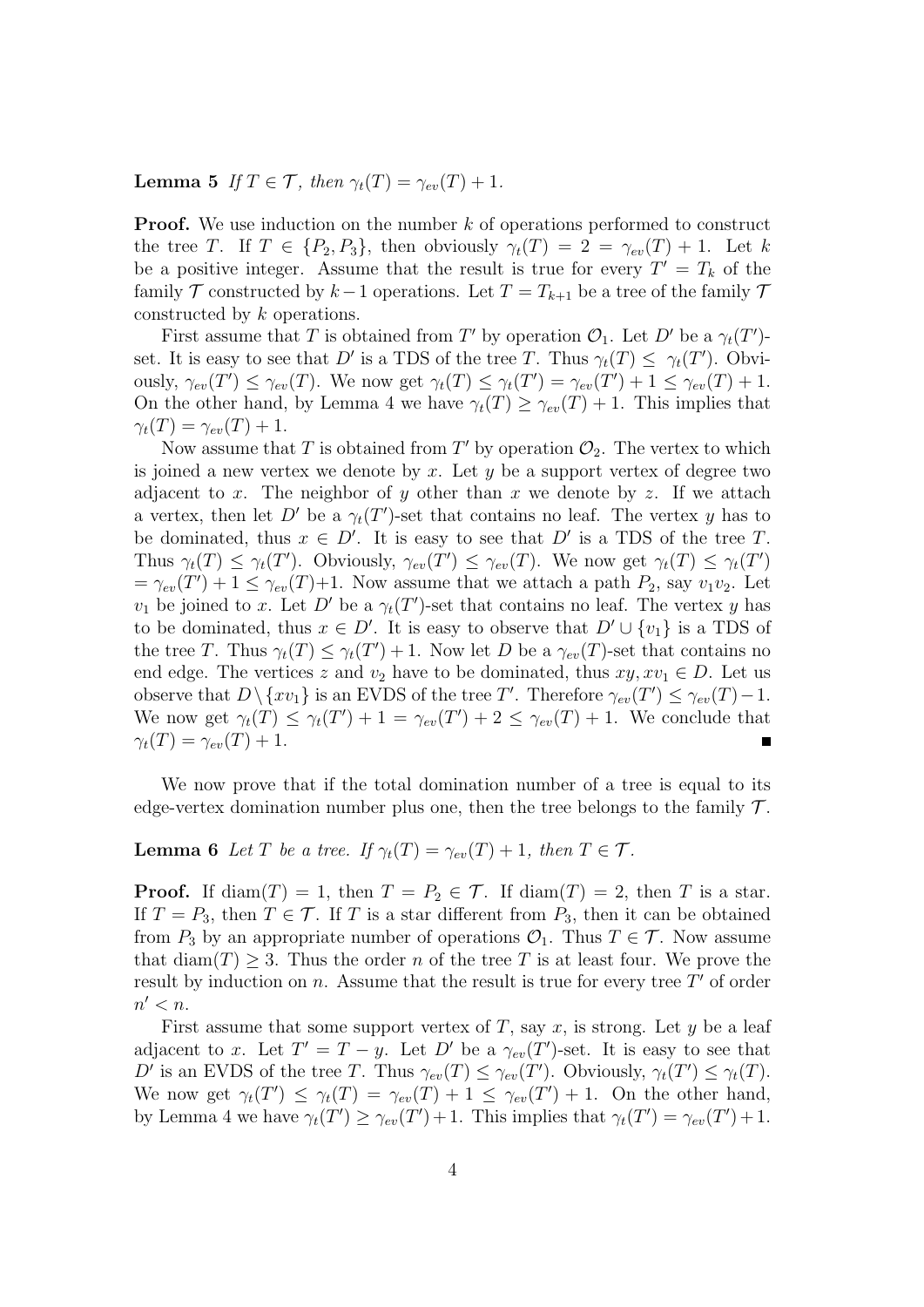**Lemma 5** *If $T \in \mathcal{T}$, then $\gamma_t(T) = \gamma_{ev}(T) + 1$.*

**Proof.** We use induction on the number $k$ of operations performed to construct the tree $T$. If $T \in \{P_2, P_3\}$, then obviously $\gamma_t(T) = 2 = \gamma_{ev}(T) + 1$. Let $k$ be a positive integer. Assume that the result is true for every $T' = T_k$ of the family $\mathcal{T}$ constructed by $k-1$ operations. Let $T = T_{k+1}$ be a tree of the family $\mathcal{T}$ constructed by $k$ operations.

First assume that $T$ is obtained from $T'$ by operation $\mathcal{O}_1$. Let $D'$ be a $\gamma_t(T')$-set. It is easy to see that $D'$ is a TDS of the tree $T$. Thus $\gamma_t(T) \leq \gamma_t(T')$. Obviously, $\gamma_{ev}(T') \leq \gamma_{ev}(T)$. We now get $\gamma_t(T) \leq \gamma_t(T') = \gamma_{ev}(T') + 1 \leq \gamma_{ev}(T) + 1$. On the other hand, by Lemma 4 we have $\gamma_t(T) \geq \gamma_{ev}(T) + 1$. This implies that $\gamma_t(T) = \gamma_{ev}(T) + 1$.

Now assume that $T$ is obtained from $T'$ by operation $\mathcal{O}_2$. The vertex to which is joined a new vertex we denote by $x$. Let $y$ be a support vertex of degree two adjacent to $x$. The neighbor of $y$ other than $x$ we denote by $z$. If we attach a vertex, then let $D'$ be a $\gamma_t(T')$-set that contains no leaf. The vertex $y$ has to be dominated, thus $x \in D'$. It is easy to see that $D'$ is a TDS of the tree $T$. Thus $\gamma_t(T) \leq \gamma_t(T')$. Obviously, $\gamma_{ev}(T') \leq \gamma_{ev}(T)$. We now get $\gamma_t(T) \leq \gamma_t(T') = \gamma_{ev}(T') + 1 \leq \gamma_{ev}(T)+1$. Now assume that we attach a path $P_2$, say $v_1v_2$. Let $v_1$ be joined to $x$. Let $D'$ be a $\gamma_t(T')$-set that contains no leaf. The vertex $y$ has to be dominated, thus $x \in D'$. It is easy to observe that $D' \cup \{v_1\}$ is a TDS of the tree $T$. Thus $\gamma_t(T) \leq \gamma_t(T') + 1$. Now let $D$ be a $\gamma_{ev}(T)$-set that contains no end edge. The vertices $z$ and $v_2$ have to be dominated, thus $xy, xv_1 \in D$. Let us observe that $D \setminus \{xv_1\}$ is an EVDS of the tree $T'$. Therefore $\gamma_{ev}(T') \leq \gamma_{ev}(T) - 1$. We now get $\gamma_t(T) \leq \gamma_t(T') + 1 = \gamma_{ev}(T') + 2 \leq \gamma_{ev}(T) + 1$. We conclude that $\gamma_t(T) = \gamma_{ev}(T) + 1$. ∎

We now prove that if the total domination number of a tree is equal to its edge-vertex domination number plus one, then the tree belongs to the family $\mathcal{T}$.

**Lemma 6** *Let $T$ be a tree. If $\gamma_t(T) = \gamma_{ev}(T) + 1$, then $T \in \mathcal{T}$.*

**Proof.** If $\text{diam}(T) = 1$, then $T = P_2 \in \mathcal{T}$. If $\text{diam}(T) = 2$, then $T$ is a star. If $T = P_3$, then $T \in \mathcal{T}$. If $T$ is a star different from $P_3$, then it can be obtained from $P_3$ by an appropriate number of operations $\mathcal{O}_1$. Thus $T \in \mathcal{T}$. Now assume that $\text{diam}(T) \geq 3$. Thus the order $n$ of the tree $T$ is at least four. We prove the result by induction on $n$. Assume that the result is true for every tree $T'$ of order $n' < n$.

First assume that some support vertex of $T$, say $x$, is strong. Let $y$ be a leaf adjacent to $x$. Let $T' = T - y$. Let $D'$ be a $\gamma_{ev}(T')$-set. It is easy to see that $D'$ is an EVDS of the tree $T$. Thus $\gamma_{ev}(T) \leq \gamma_{ev}(T')$. Obviously, $\gamma_t(T') \leq \gamma_t(T)$. We now get $\gamma_t(T') \leq \gamma_t(T) = \gamma_{ev}(T) + 1 \leq \gamma_{ev}(T') + 1$. On the other hand, by Lemma 4 we have $\gamma_t(T') \geq \gamma_{ev}(T') + 1$. This implies that $\gamma_t(T') = \gamma_{ev}(T') + 1$.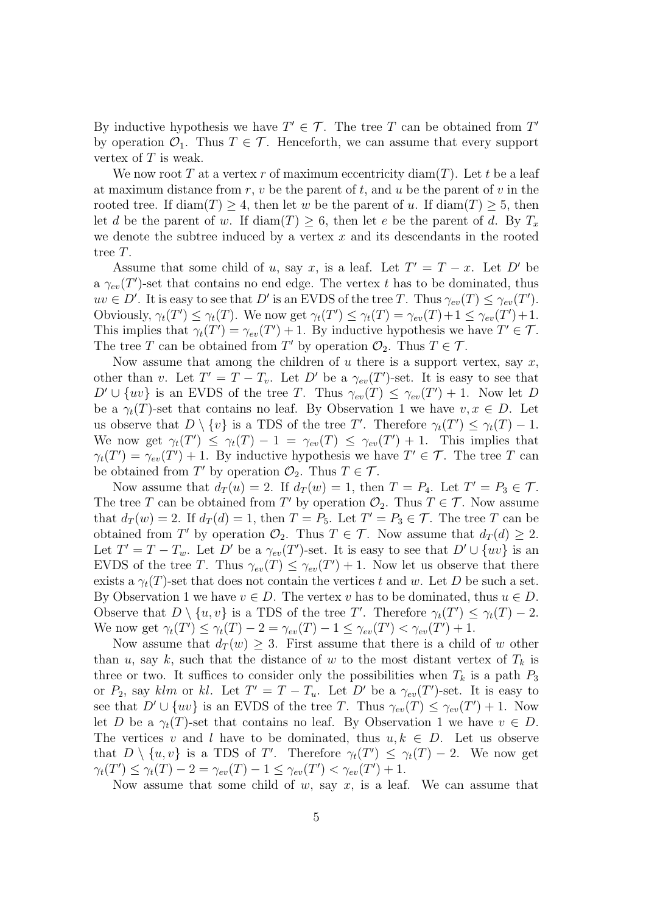By inductive hypothesis we have $T' \in \mathcal{T}$. The tree $T$ can be obtained from $T'$ by operation $\mathcal{O}_1$. Thus $T \in \mathcal{T}$. Henceforth, we can assume that every support vertex of $T$ is weak.

We now root $T$ at a vertex $r$ of maximum eccentricity $\mathrm{diam}(T)$. Let $t$ be a leaf at maximum distance from $r$, $v$ be the parent of $t$, and $u$ be the parent of $v$ in the rooted tree. If $\mathrm{diam}(T) \geq 4$, then let $w$ be the parent of $u$. If $\mathrm{diam}(T) \geq 5$, then let $d$ be the parent of $w$. If $\mathrm{diam}(T) \geq 6$, then let $e$ be the parent of $d$. By $T_x$ we denote the subtree induced by a vertex $x$ and its descendants in the rooted tree $T$.

Assume that some child of $u$, say $x$, is a leaf. Let $T' = T - x$. Let $D'$ be a $\gamma_{ev}(T')$-set that contains no end edge. The vertex $t$ has to be dominated, thus $uv \in D'$. It is easy to see that $D'$ is an EVDS of the tree $T$. Thus $\gamma_{ev}(T) \leq \gamma_{ev}(T')$. Obviously, $\gamma_t(T') \leq \gamma_t(T)$. We now get $\gamma_t(T') \leq \gamma_t(T) = \gamma_{ev}(T)+1 \leq \gamma_{ev}(T')+1$. This implies that $\gamma_t(T') = \gamma_{ev}(T') + 1$. By inductive hypothesis we have $T' \in \mathcal{T}$. The tree $T$ can be obtained from $T'$ by operation $\mathcal{O}_2$. Thus $T \in \mathcal{T}$.

Now assume that among the children of $u$ there is a support vertex, say $x$, other than $v$. Let $T' = T - T_v$. Let $D'$ be a $\gamma_{ev}(T')$-set. It is easy to see that $D' \cup \{uv\}$ is an EVDS of the tree $T$. Thus $\gamma_{ev}(T) \leq \gamma_{ev}(T') + 1$. Now let $D$ be a $\gamma_t(T)$-set that contains no leaf. By Observation 1 we have $v, x \in D$. Let us observe that $D \setminus \{v\}$ is a TDS of the tree $T'$. Therefore $\gamma_t(T') \leq \gamma_t(T) - 1$. We now get $\gamma_t(T') \leq \gamma_t(T) - 1 = \gamma_{ev}(T) \leq \gamma_{ev}(T') + 1$. This implies that $\gamma_t(T') = \gamma_{ev}(T') + 1$. By inductive hypothesis we have $T' \in \mathcal{T}$. The tree $T$ can be obtained from $T'$ by operation $\mathcal{O}_2$. Thus $T \in \mathcal{T}$.

Now assume that $d_T(u) = 2$. If $d_T(w) = 1$, then $T = P_4$. Let $T' = P_3 \in \mathcal{T}$. The tree $T$ can be obtained from $T'$ by operation $\mathcal{O}_2$. Thus $T \in \mathcal{T}$. Now assume that $d_T(w) = 2$. If $d_T(d) = 1$, then $T = P_5$. Let $T' = P_3 \in \mathcal{T}$. The tree $T$ can be obtained from $T'$ by operation $\mathcal{O}_2$. Thus $T \in \mathcal{T}$. Now assume that $d_T(d) \geq 2$. Let $T' = T - T_w$. Let $D'$ be a $\gamma_{ev}(T')$-set. It is easy to see that $D' \cup \{uv\}$ is an EVDS of the tree $T$. Thus $\gamma_{ev}(T) \leq \gamma_{ev}(T') + 1$. Now let us observe that there exists a $\gamma_t(T)$-set that does not contain the vertices $t$ and $w$. Let $D$ be such a set. By Observation 1 we have $v \in D$. The vertex $v$ has to be dominated, thus $u \in D$. Observe that $D \setminus \{u, v\}$ is a TDS of the tree $T'$. Therefore $\gamma_t(T') \leq \gamma_t(T) - 2$. We now get $\gamma_t(T') \leq \gamma_t(T) - 2 = \gamma_{ev}(T) - 1 \leq \gamma_{ev}(T') < \gamma_{ev}(T') + 1$.

Now assume that $d_T(w) \geq 3$. First assume that there is a child of $w$ other than $u$, say $k$, such that the distance of $w$ to the most distant vertex of $T_k$ is three or two. It suffices to consider only the possibilities when $T_k$ is a path $P_3$ or $P_2$, say $klm$ or $kl$. Let $T' = T - T_u$. Let $D'$ be a $\gamma_{ev}(T')$-set. It is easy to see that $D' \cup \{uv\}$ is an EVDS of the tree $T$. Thus $\gamma_{ev}(T) \leq \gamma_{ev}(T') + 1$. Now let $D$ be a $\gamma_t(T)$-set that contains no leaf. By Observation 1 we have $v \in D$. The vertices $v$ and $l$ have to be dominated, thus $u, k \in D$. Let us observe that $D \setminus \{u, v\}$ is a TDS of $T'$. Therefore $\gamma_t(T') \leq \gamma_t(T) - 2$. We now get $\gamma_t(T') \leq \gamma_t(T) - 2 = \gamma_{ev}(T) - 1 \leq \gamma_{ev}(T') < \gamma_{ev}(T') + 1$.

Now assume that some child of $w$, say $x$, is a leaf. We can assume that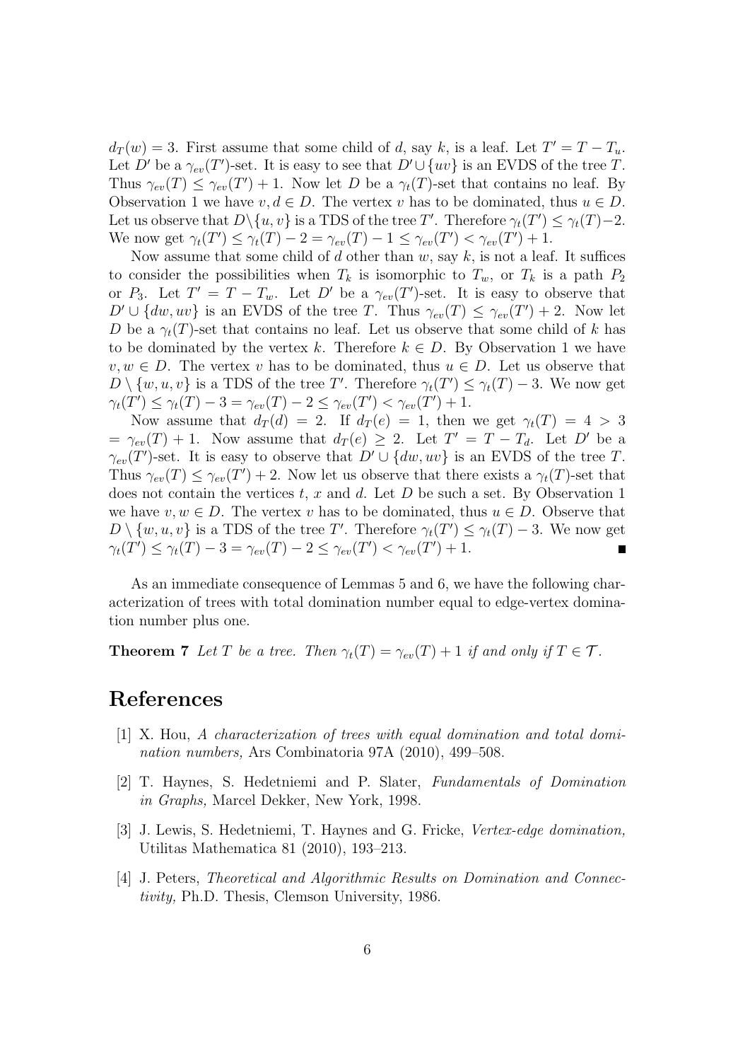$d_T(w) = 3$. First assume that some child of $d$, say $k$, is a leaf. Let $T' = T - T_u$. Let $D'$ be a $\gamma_{ev}(T')$-set. It is easy to see that $D' \cup \{uv\}$ is an EVDS of the tree $T$. Thus $\gamma_{ev}(T) \leq \gamma_{ev}(T') + 1$. Now let $D$ be a $\gamma_t(T)$-set that contains no leaf. By Observation 1 we have $v, d \in D$. The vertex $v$ has to be dominated, thus $u \in D$. Let us observe that $D \setminus \{u, v\}$ is a TDS of the tree $T'$. Therefore $\gamma_t(T') \leq \gamma_t(T) - 2$. We now get $\gamma_t(T') \leq \gamma_t(T) - 2 = \gamma_{ev}(T) - 1 \leq \gamma_{ev}(T') < \gamma_{ev}(T') + 1$.

Now assume that some child of $d$ other than $w$, say $k$, is not a leaf. It suffices to consider the possibilities when $T_k$ is isomorphic to $T_w$, or $T_k$ is a path $P_2$ or $P_3$. Let $T' = T - T_w$. Let $D'$ be a $\gamma_{ev}(T')$-set. It is easy to observe that $D' \cup \{dw, uv\}$ is an EVDS of the tree $T$. Thus $\gamma_{ev}(T) \leq \gamma_{ev}(T') + 2$. Now let $D$ be a $\gamma_t(T)$-set that contains no leaf. Let us observe that some child of $k$ has to be dominated by the vertex $k$. Therefore $k \in D$. By Observation 1 we have $v, w \in D$. The vertex $v$ has to be dominated, thus $u \in D$. Let us observe that $D \setminus \{w, u, v\}$ is a TDS of the tree $T'$. Therefore $\gamma_t(T') \leq \gamma_t(T) - 3$. We now get $\gamma_t(T') \leq \gamma_t(T) - 3 = \gamma_{ev}(T) - 2 \leq \gamma_{ev}(T') < \gamma_{ev}(T') + 1$.

Now assume that $d_T(d) = 2$. If $d_T(e) = 1$, then we get $\gamma_t(T) = 4 > 3 = \gamma_{ev}(T) + 1$. Now assume that $d_T(e) \geq 2$. Let $T' = T - T_d$. Let $D'$ be a $\gamma_{ev}(T')$-set. It is easy to observe that $D' \cup \{dw, uv\}$ is an EVDS of the tree $T$. Thus $\gamma_{ev}(T) \leq \gamma_{ev}(T') + 2$. Now let us observe that there exists a $\gamma_t(T)$-set that does not contain the vertices $t$, $x$ and $d$. Let $D$ be such a set. By Observation 1 we have $v, w \in D$. The vertex $v$ has to be dominated, thus $u \in D$. Observe that $D \setminus \{w, u, v\}$ is a TDS of the tree $T'$. Therefore $\gamma_t(T') \leq \gamma_t(T) - 3$. We now get $\gamma_t(T') \leq \gamma_t(T) - 3 = \gamma_{ev}(T) - 2 \leq \gamma_{ev}(T') < \gamma_{ev}(T') + 1$. ■

As an immediate consequence of Lemmas 5 and 6, we have the following characterization of trees with total domination number equal to edge-vertex domination number plus one.

**Theorem 7** *Let $T$ be a tree. Then $\gamma_t(T) = \gamma_{ev}(T) + 1$ if and only if $T \in \mathcal{T}$.*

# References

[1] X. Hou, *A characterization of trees with equal domination and total domination numbers,* Ars Combinatoria 97A (2010), 499–508.

[2] T. Haynes, S. Hedetniemi and P. Slater, *Fundamentals of Domination in Graphs,* Marcel Dekker, New York, 1998.

[3] J. Lewis, S. Hedetniemi, T. Haynes and G. Fricke, *Vertex-edge domination,* Utilitas Mathematica 81 (2010), 193–213.

[4] J. Peters, *Theoretical and Algorithmic Results on Domination and Connectivity,* Ph.D. Thesis, Clemson University, 1986.